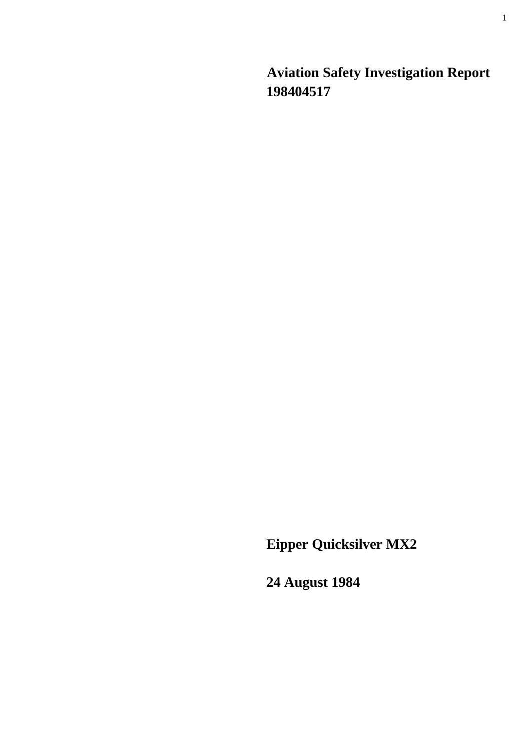# Aviation Safety Investigation Report 198404517

**Eipper Quicksilver MX2**

**24 August 1984**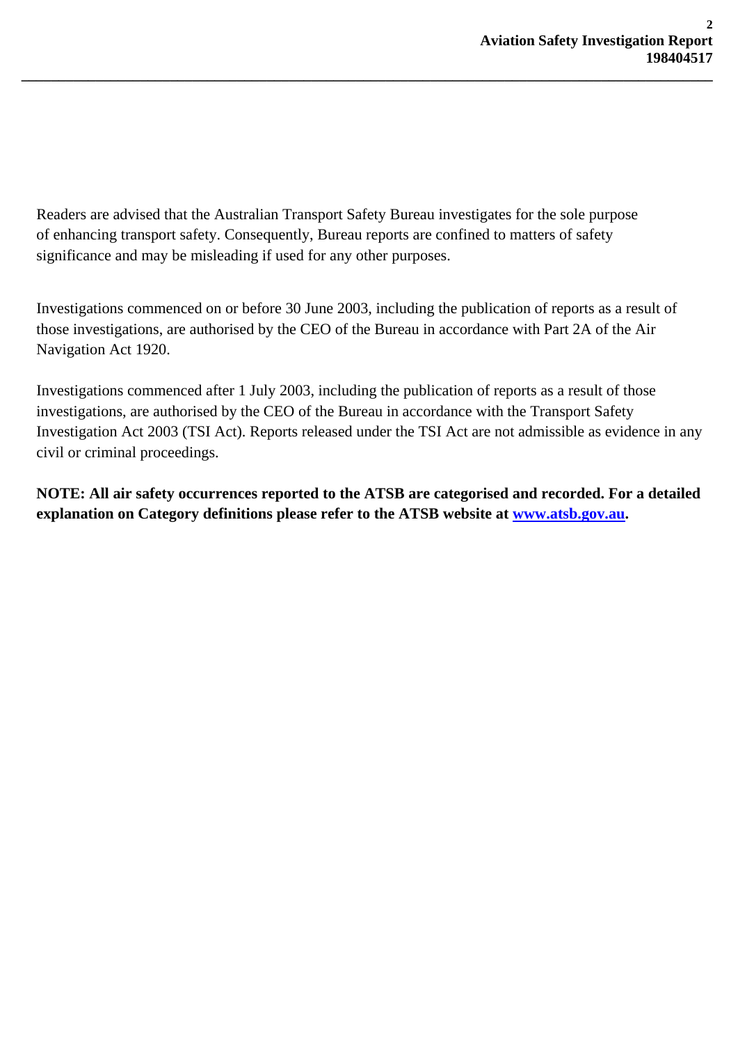Readers are advised that the Australian Transport Safety Bureau investigates for the sole purpose of enhancing transport safety. Consequently, Bureau reports are confined to matters of safety significance and may be misleading if used for any other purposes.

Investigations commenced on or before 30 June 2003, including the publication of reports as a result of those investigations, are authorised by the CEO of the Bureau in accordance with Part 2A of the Air Navigation Act 1920.

Investigations commenced after 1 July 2003, including the publication of reports as a result of those investigations, are authorised by the CEO of the Bureau in accordance with the Transport Safety Investigation Act 2003 (TSI Act). Reports released under the TSI Act are not admissible as evidence in any civil or criminal proceedings.

**NOTE: All air safety occurrences reported to the ATSB are categorised and recorded. For a detailed explanation on Category definitions please refer to the ATSB website at [www.atsb.gov.au](http://www.atsb.gov.au).**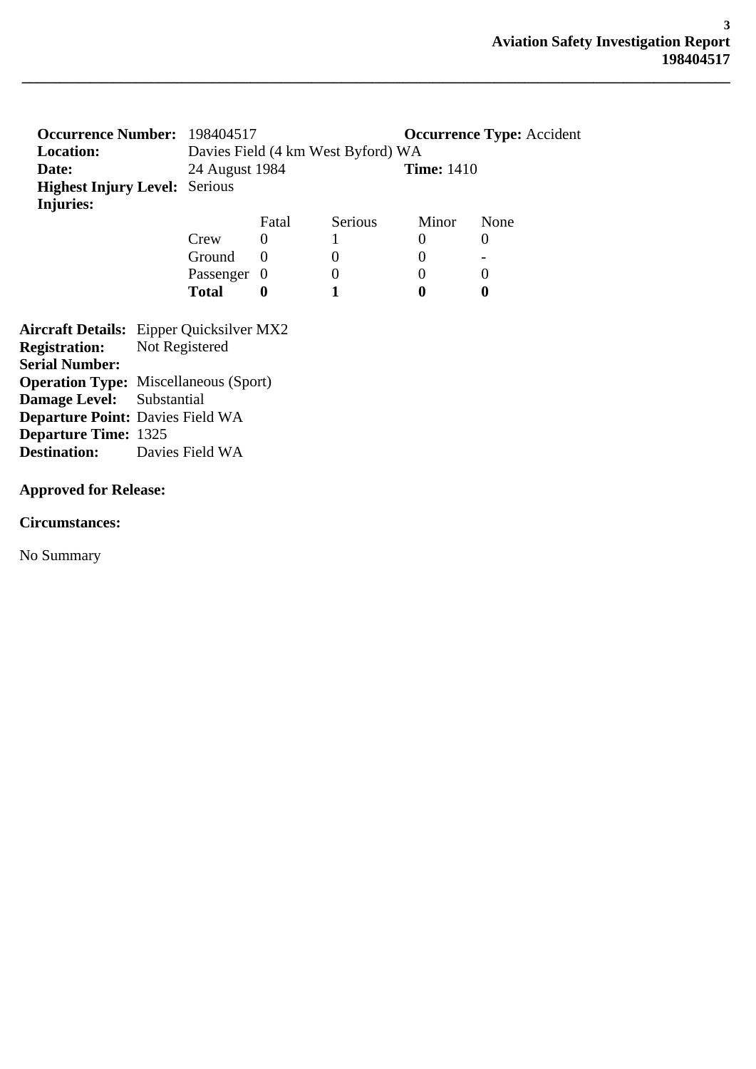**Occurrence Number:** 198404517 **Occurrence Type:** Accident
**Location:** Davies Field (4 km West Byford) WA
**Date:** 24 August 1984 **Time:** 1410
**Highest Injury Level:** Serious
**Injuries:**

| | Fatal | Serious | Minor | None |
|---|---|---|---|---|
| Crew | 0 | 1 | 0 | 0 |
| Ground | 0 | 0 | 0 | - |
| Passenger | 0 | 0 | 0 | 0 |
| **Total** | **0** | **1** | **0** | **0** |

**Aircraft Details:** Eipper Quicksilver MX2
**Registration:** Not Registered
**Serial Number:**
**Operation Type:** Miscellaneous (Sport)
**Damage Level:** Substantial
**Departure Point:** Davies Field WA
**Departure Time:** 1325
**Destination:** Davies Field WA

**Approved for Release:**

**Circumstances:**

No Summary